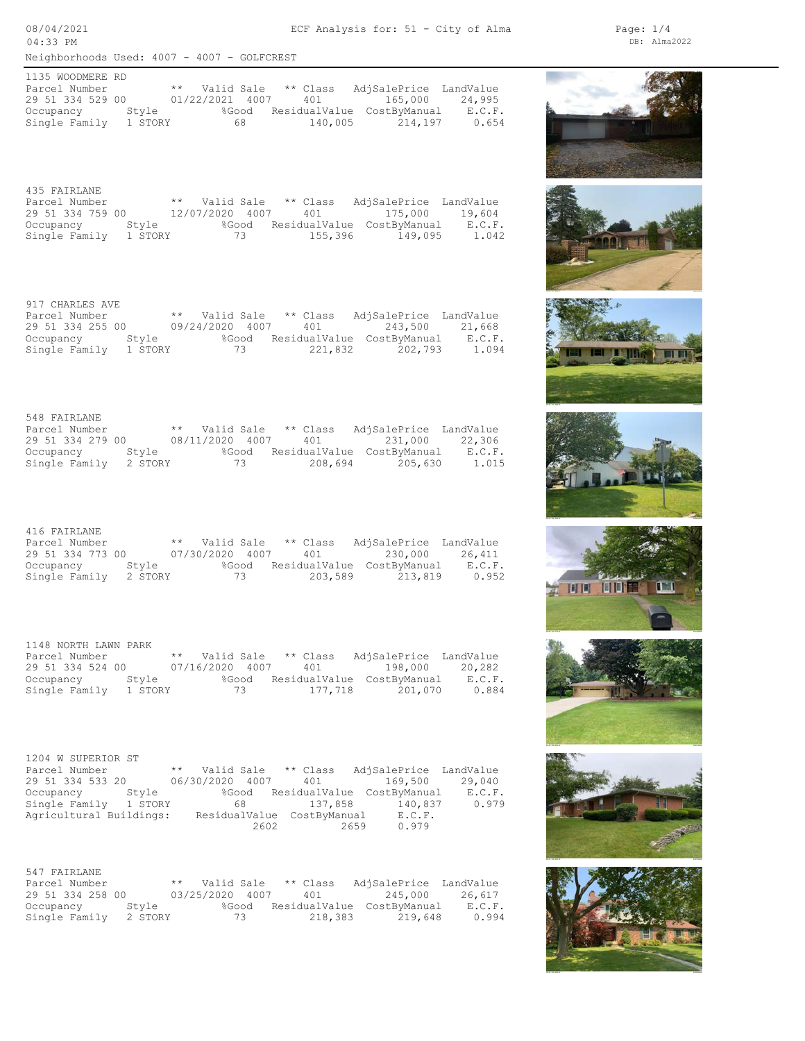Neighborhoods Used: 4007 - 4007 - GOLFCREST

### 1135 WOODMERE RD

| Parcel Number | | ** Valid Sale | ** Class | AdjSalePrice | LandValue |
|---|---|---|---|---|---|
| 29 51 334 529 00 | | 01/22/2021 4007 | 401 | 165,000 | 24,995 |
| **Occupancy** | **Style** | **%Good** | **ResidualValue** | **CostByManual** | **E.C.F.** |
| Single Family | 1 STORY | 68 | 140,005 | 214,197 | 0.654 |

### 435 FAIRLANE

| Parcel Number | | ** Valid Sale | ** Class | AdjSalePrice | LandValue |
|---|---|---|---|---|---|
| 29 51 334 759 00 | | 12/07/2020 4007 | 401 | 175,000 | 19,604 |
| **Occupancy** | **Style** | **%Good** | **ResidualValue** | **CostByManual** | **E.C.F.** |
| Single Family | 1 STORY | 73 | 155,396 | 149,095 | 1.042 |

### 917 CHARLES AVE

| Parcel Number | | ** Valid Sale | ** Class | AdjSalePrice | LandValue |
|---|---|---|---|---|---|
| 29 51 334 255 00 | | 09/24/2020 4007 | 401 | 243,500 | 21,668 |
| **Occupancy** | **Style** | **%Good** | **ResidualValue** | **CostByManual** | **E.C.F.** |
| Single Family | 1 STORY | 73 | 221,832 | 202,793 | 1.094 |

### 548 FAIRLANE

| Parcel Number | | ** Valid Sale | ** Class | AdjSalePrice | LandValue |
|---|---|---|---|---|---|
| 29 51 334 279 00 | | 08/11/2020 4007 | 401 | 231,000 | 22,306 |
| **Occupancy** | **Style** | **%Good** | **ResidualValue** | **CostByManual** | **E.C.F.** |
| Single Family | 2 STORY | 73 | 208,694 | 205,630 | 1.015 |

### 416 FAIRLANE

| Parcel Number | | ** Valid Sale | ** Class | AdjSalePrice | LandValue |
|---|---|---|---|---|---|
| 29 51 334 773 00 | | 07/30/2020 4007 | 401 | 230,000 | 26,411 |
| **Occupancy** | **Style** | **%Good** | **ResidualValue** | **CostByManual** | **E.C.F.** |
| Single Family | 2 STORY | 73 | 203,589 | 213,819 | 0.952 |

### 1148 NORTH LAWN PARK

| Parcel Number | | ** Valid Sale | ** Class | AdjSalePrice | LandValue |
|---|---|---|---|---|---|
| 29 51 334 524 00 | | 07/16/2020 4007 | 401 | 198,000 | 20,282 |
| **Occupancy** | **Style** | **%Good** | **ResidualValue** | **CostByManual** | **E.C.F.** |
| Single Family | 1 STORY | 73 | 177,718 | 201,070 | 0.884 |

### 1204 W SUPERIOR ST

| Parcel Number | | ** Valid Sale | ** Class | AdjSalePrice | LandValue |
|---|---|---|---|---|---|
| 29 51 334 533 20 | | 06/30/2020 4007 | 401 | 169,500 | 29,040 |
| **Occupancy** | **Style** | **%Good** | **ResidualValue** | **CostByManual** | **E.C.F.** |
| Single Family | 1 STORY | 68 | 137,858 | 140,837 | 0.979 |

| Agricultural Buildings: | ResidualValue | CostByManual | E.C.F. |
|---|---|---|---|
| | 2602 | 2659 | 0.979 |

### 547 FAIRLANE

| Parcel Number | | ** Valid Sale | ** Class | AdjSalePrice | LandValue |
|---|---|---|---|---|---|
| 29 51 334 258 00 | | 03/25/2020 4007 | 401 | 245,000 | 26,617 |
| **Occupancy** | **Style** | **%Good** | **ResidualValue** | **CostByManual** | **E.C.F.** |
| Single Family | 2 STORY | 73 | 218,383 | 219,648 | 0.994 |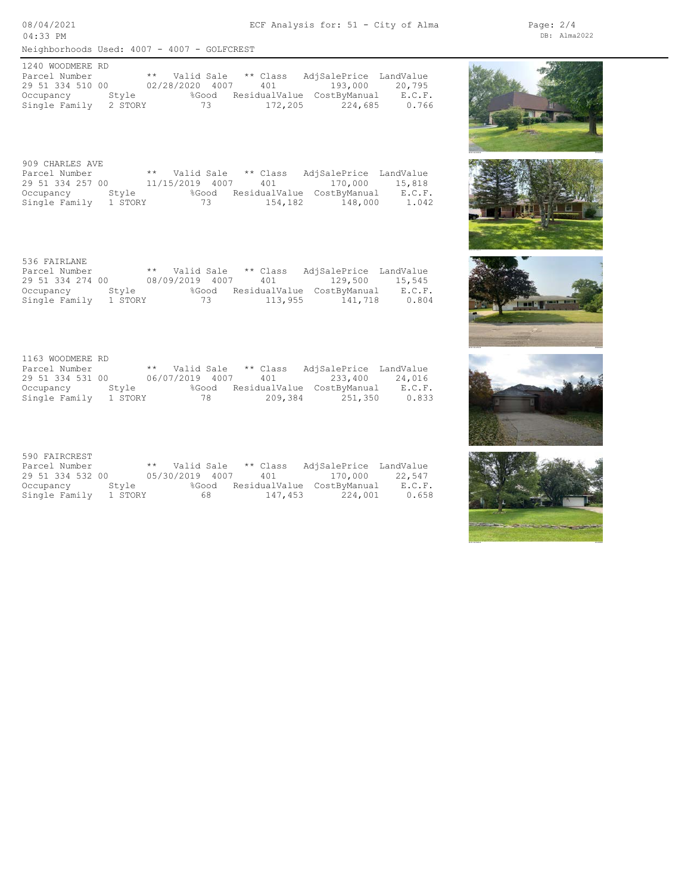Neighborhoods Used: 4007 - 4007 - GOLFCREST

## 1240 WOODMERE RD

| Parcel Number | ** Valid Sale | ** Class | AdjSalePrice | LandValue |
|---|---|---|---|---|
| 29 51 334 510 00 | 02/28/2020 4007 | 401 | 193,000 | 20,795 |

| Occupancy | Style | %Good | ResidualValue | CostByManual | E.C.F. |
|---|---|---|---|---|---|
| Single Family | 2 STORY | 73 | 172,205 | 224,685 | 0.766 |

## 909 CHARLES AVE

| Parcel Number | ** Valid Sale | ** Class | AdjSalePrice | LandValue |
|---|---|---|---|---|
| 29 51 334 257 00 | 11/15/2019 4007 | 401 | 170,000 | 15,818 |

| Occupancy | Style | %Good | ResidualValue | CostByManual | E.C.F. |
|---|---|---|---|---|---|
| Single Family | 1 STORY | 73 | 154,182 | 148,000 | 1.042 |

## 536 FAIRLANE

| Parcel Number | ** Valid Sale | ** Class | AdjSalePrice | LandValue |
|---|---|---|---|---|
| 29 51 334 274 00 | 08/09/2019 4007 | 401 | 129,500 | 15,545 |

| Occupancy | Style | %Good | ResidualValue | CostByManual | E.C.F. |
|---|---|---|---|---|---|
| Single Family | 1 STORY | 73 | 113,955 | 141,718 | 0.804 |

## 1163 WOODMERE RD

| Parcel Number | ** Valid Sale | ** Class | AdjSalePrice | LandValue |
|---|---|---|---|---|
| 29 51 334 531 00 | 06/07/2019 4007 | 401 | 233,400 | 24,016 |

| Occupancy | Style | %Good | ResidualValue | CostByManual | E.C.F. |
|---|---|---|---|---|---|
| Single Family | 1 STORY | 78 | 209,384 | 251,350 | 0.833 |

## 590 FAIRCREST

| Parcel Number | ** Valid Sale | ** Class | AdjSalePrice | LandValue |
|---|---|---|---|---|
| 29 51 334 532 00 | 05/30/2019 4007 | 401 | 170,000 | 22,547 |

| Occupancy | Style | %Good | ResidualValue | CostByManual | E.C.F. |
|---|---|---|---|---|---|
| Single Family | 1 STORY | 68 | 147,453 | 224,001 | 0.658 |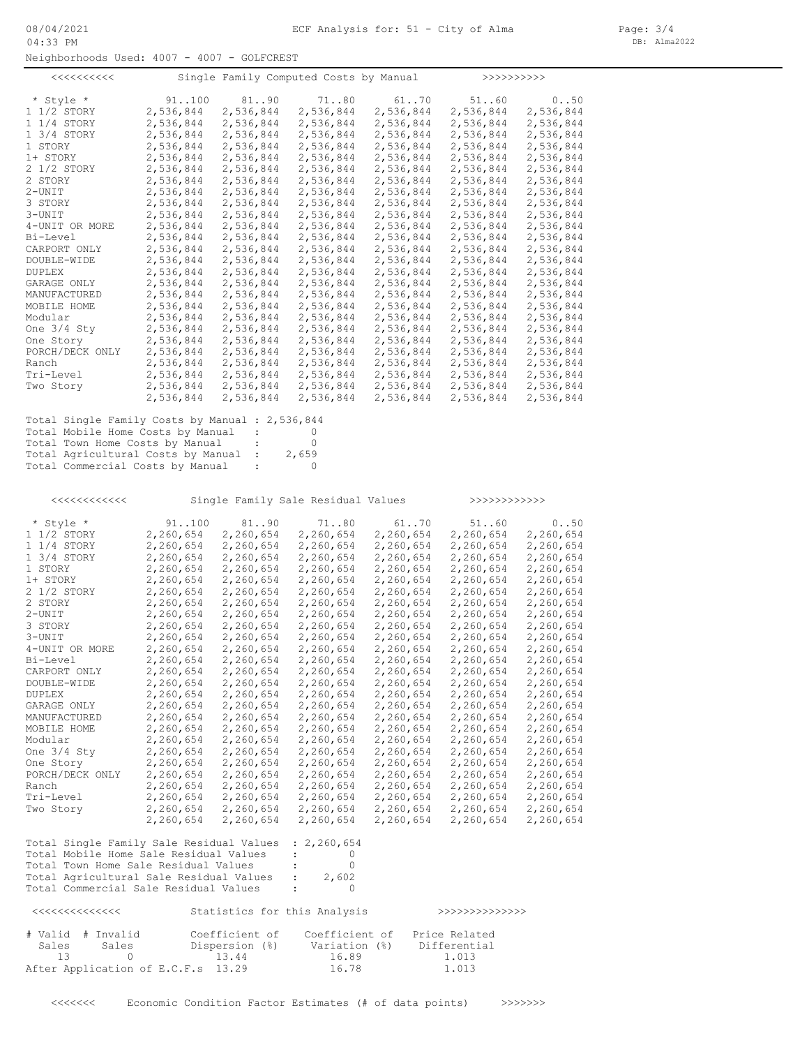ECF Analysis for: 51 - City of Alma

Neighborhoods Used: 4007 - 4007 - GOLFCREST

## <<<<<<<<<< Single Family Computed Costs by Manual >>>>>>>>>>

| * Style * | 91..100 | 81..90 | 71..80 | 61..70 | 51..60 | 0..50 |
|---|---|---|---|---|---|---|
| 1 1/2 STORY | 2,536,844 | 2,536,844 | 2,536,844 | 2,536,844 | 2,536,844 | 2,536,844 |
| 1 1/4 STORY | 2,536,844 | 2,536,844 | 2,536,844 | 2,536,844 | 2,536,844 | 2,536,844 |
| 1 3/4 STORY | 2,536,844 | 2,536,844 | 2,536,844 | 2,536,844 | 2,536,844 | 2,536,844 |
| 1 STORY | 2,536,844 | 2,536,844 | 2,536,844 | 2,536,844 | 2,536,844 | 2,536,844 |
| 1+ STORY | 2,536,844 | 2,536,844 | 2,536,844 | 2,536,844 | 2,536,844 | 2,536,844 |
| 2 1/2 STORY | 2,536,844 | 2,536,844 | 2,536,844 | 2,536,844 | 2,536,844 | 2,536,844 |
| 2 STORY | 2,536,844 | 2,536,844 | 2,536,844 | 2,536,844 | 2,536,844 | 2,536,844 |
| 2-UNIT | 2,536,844 | 2,536,844 | 2,536,844 | 2,536,844 | 2,536,844 | 2,536,844 |
| 3 STORY | 2,536,844 | 2,536,844 | 2,536,844 | 2,536,844 | 2,536,844 | 2,536,844 |
| 3-UNIT | 2,536,844 | 2,536,844 | 2,536,844 | 2,536,844 | 2,536,844 | 2,536,844 |
| 4-UNIT OR MORE | 2,536,844 | 2,536,844 | 2,536,844 | 2,536,844 | 2,536,844 | 2,536,844 |
| Bi-Level | 2,536,844 | 2,536,844 | 2,536,844 | 2,536,844 | 2,536,844 | 2,536,844 |
| CARPORT ONLY | 2,536,844 | 2,536,844 | 2,536,844 | 2,536,844 | 2,536,844 | 2,536,844 |
| DOUBLE-WIDE | 2,536,844 | 2,536,844 | 2,536,844 | 2,536,844 | 2,536,844 | 2,536,844 |
| DUPLEX | 2,536,844 | 2,536,844 | 2,536,844 | 2,536,844 | 2,536,844 | 2,536,844 |
| GARAGE ONLY | 2,536,844 | 2,536,844 | 2,536,844 | 2,536,844 | 2,536,844 | 2,536,844 |
| MANUFACTURED | 2,536,844 | 2,536,844 | 2,536,844 | 2,536,844 | 2,536,844 | 2,536,844 |
| MOBILE HOME | 2,536,844 | 2,536,844 | 2,536,844 | 2,536,844 | 2,536,844 | 2,536,844 |
| Modular | 2,536,844 | 2,536,844 | 2,536,844 | 2,536,844 | 2,536,844 | 2,536,844 |
| One 3/4 Sty | 2,536,844 | 2,536,844 | 2,536,844 | 2,536,844 | 2,536,844 | 2,536,844 |
| One Story | 2,536,844 | 2,536,844 | 2,536,844 | 2,536,844 | 2,536,844 | 2,536,844 |
| PORCH/DECK ONLY | 2,536,844 | 2,536,844 | 2,536,844 | 2,536,844 | 2,536,844 | 2,536,844 |
| Ranch | 2,536,844 | 2,536,844 | 2,536,844 | 2,536,844 | 2,536,844 | 2,536,844 |
| Tri-Level | 2,536,844 | 2,536,844 | 2,536,844 | 2,536,844 | 2,536,844 | 2,536,844 |
| Two Story | 2,536,844 | 2,536,844 | 2,536,844 | 2,536,844 | 2,536,844 | 2,536,844 |
| | 2,536,844 | 2,536,844 | 2,536,844 | 2,536,844 | 2,536,844 | 2,536,844 |

Total Single Family Costs by Manual : 2,536,844
Total Mobile Home Costs by Manual : 0
Total Town Home Costs by Manual : 0
Total Agricultural Costs by Manual : 2,659
Total Commercial Costs by Manual : 0

## <<<<<<<<<<<< Single Family Sale Residual Values >>>>>>>>>>>>

| * Style * | 91..100 | 81..90 | 71..80 | 61..70 | 51..60 | 0..50 |
|---|---|---|---|---|---|---|
| 1 1/2 STORY | 2,260,654 | 2,260,654 | 2,260,654 | 2,260,654 | 2,260,654 | 2,260,654 |
| 1 1/4 STORY | 2,260,654 | 2,260,654 | 2,260,654 | 2,260,654 | 2,260,654 | 2,260,654 |
| 1 3/4 STORY | 2,260,654 | 2,260,654 | 2,260,654 | 2,260,654 | 2,260,654 | 2,260,654 |
| 1 STORY | 2,260,654 | 2,260,654 | 2,260,654 | 2,260,654 | 2,260,654 | 2,260,654 |
| 1+ STORY | 2,260,654 | 2,260,654 | 2,260,654 | 2,260,654 | 2,260,654 | 2,260,654 |
| 2 1/2 STORY | 2,260,654 | 2,260,654 | 2,260,654 | 2,260,654 | 2,260,654 | 2,260,654 |
| 2 STORY | 2,260,654 | 2,260,654 | 2,260,654 | 2,260,654 | 2,260,654 | 2,260,654 |
| 2-UNIT | 2,260,654 | 2,260,654 | 2,260,654 | 2,260,654 | 2,260,654 | 2,260,654 |
| 3 STORY | 2,260,654 | 2,260,654 | 2,260,654 | 2,260,654 | 2,260,654 | 2,260,654 |
| 3-UNIT | 2,260,654 | 2,260,654 | 2,260,654 | 2,260,654 | 2,260,654 | 2,260,654 |
| 4-UNIT OR MORE | 2,260,654 | 2,260,654 | 2,260,654 | 2,260,654 | 2,260,654 | 2,260,654 |
| Bi-Level | 2,260,654 | 2,260,654 | 2,260,654 | 2,260,654 | 2,260,654 | 2,260,654 |
| CARPORT ONLY | 2,260,654 | 2,260,654 | 2,260,654 | 2,260,654 | 2,260,654 | 2,260,654 |
| DOUBLE-WIDE | 2,260,654 | 2,260,654 | 2,260,654 | 2,260,654 | 2,260,654 | 2,260,654 |
| DUPLEX | 2,260,654 | 2,260,654 | 2,260,654 | 2,260,654 | 2,260,654 | 2,260,654 |
| GARAGE ONLY | 2,260,654 | 2,260,654 | 2,260,654 | 2,260,654 | 2,260,654 | 2,260,654 |
| MANUFACTURED | 2,260,654 | 2,260,654 | 2,260,654 | 2,260,654 | 2,260,654 | 2,260,654 |
| MOBILE HOME | 2,260,654 | 2,260,654 | 2,260,654 | 2,260,654 | 2,260,654 | 2,260,654 |
| Modular | 2,260,654 | 2,260,654 | 2,260,654 | 2,260,654 | 2,260,654 | 2,260,654 |
| One 3/4 Sty | 2,260,654 | 2,260,654 | 2,260,654 | 2,260,654 | 2,260,654 | 2,260,654 |
| One Story | 2,260,654 | 2,260,654 | 2,260,654 | 2,260,654 | 2,260,654 | 2,260,654 |
| PORCH/DECK ONLY | 2,260,654 | 2,260,654 | 2,260,654 | 2,260,654 | 2,260,654 | 2,260,654 |
| Ranch | 2,260,654 | 2,260,654 | 2,260,654 | 2,260,654 | 2,260,654 | 2,260,654 |
| Tri-Level | 2,260,654 | 2,260,654 | 2,260,654 | 2,260,654 | 2,260,654 | 2,260,654 |
| Two Story | 2,260,654 | 2,260,654 | 2,260,654 | 2,260,654 | 2,260,654 | 2,260,654 |
| | 2,260,654 | 2,260,654 | 2,260,654 | 2,260,654 | 2,260,654 | 2,260,654 |

Total Single Family Sale Residual Values : 2,260,654
Total Mobile Home Sale Residual Values : 0
Total Town Home Sale Residual Values : 0
Total Agricultural Sale Residual Values : 2,602
Total Commercial Sale Residual Values : 0

## <<<<<<<<<<<<<< Statistics for this Analysis >>>>>>>>>>>>>>

| # Valid Sales | # Invalid Sales | Coefficient of Dispersion (%) | Coefficient of Variation (%) | Price Related Differential |
|---|---|---|---|---|
| 13 | 0 | 13.44 | 16.89 | 1.013 |
| After Application of E.C.F.s | | 13.29 | 16.78 | 1.013 |

## <<<<<<< Economic Condition Factor Estimates (# of data points) >>>>>>>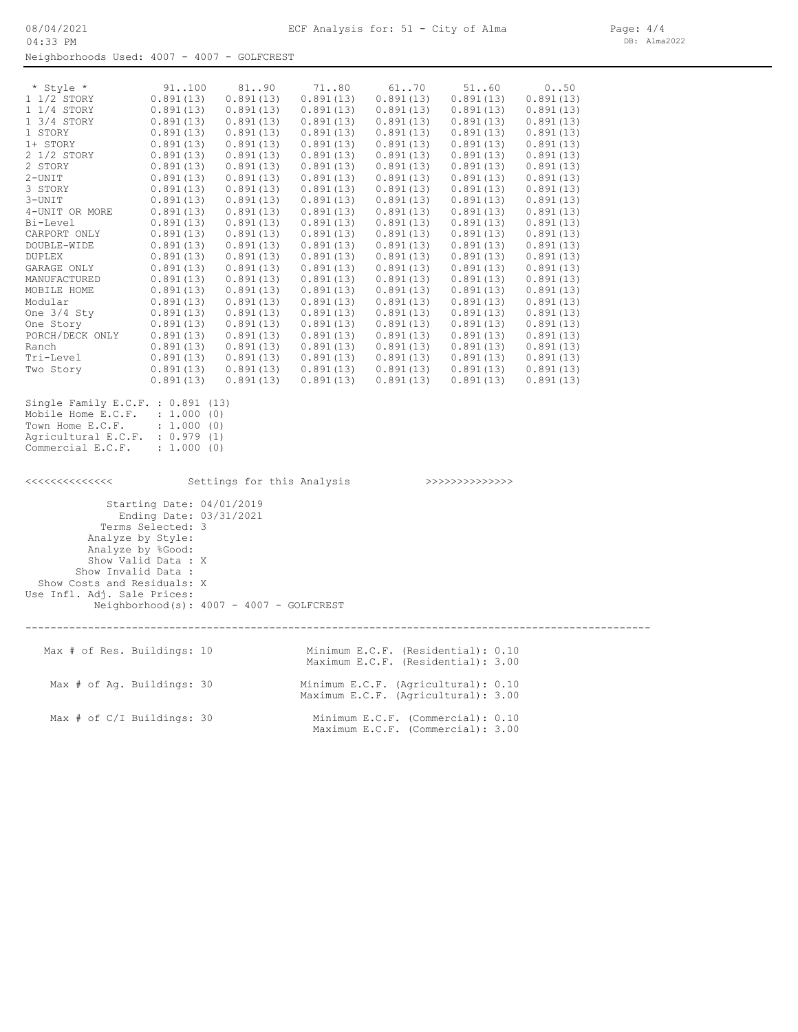ECF Analysis for: 51 - City of Alma

Neighborhoods Used: 4007 - 4007 - GOLFCREST

| * Style * | 91..100 | 81..90 | 71..80 | 61..70 | 51..60 | 0..50 |
|---|---|---|---|---|---|---|
| 1 1/2 STORY | 0.891(13) | 0.891(13) | 0.891(13) | 0.891(13) | 0.891(13) | 0.891(13) |
| 1 1/4 STORY | 0.891(13) | 0.891(13) | 0.891(13) | 0.891(13) | 0.891(13) | 0.891(13) |
| 1 3/4 STORY | 0.891(13) | 0.891(13) | 0.891(13) | 0.891(13) | 0.891(13) | 0.891(13) |
| 1 STORY | 0.891(13) | 0.891(13) | 0.891(13) | 0.891(13) | 0.891(13) | 0.891(13) |
| 1+ STORY | 0.891(13) | 0.891(13) | 0.891(13) | 0.891(13) | 0.891(13) | 0.891(13) |
| 2 1/2 STORY | 0.891(13) | 0.891(13) | 0.891(13) | 0.891(13) | 0.891(13) | 0.891(13) |
| 2 STORY | 0.891(13) | 0.891(13) | 0.891(13) | 0.891(13) | 0.891(13) | 0.891(13) |
| 2-UNIT | 0.891(13) | 0.891(13) | 0.891(13) | 0.891(13) | 0.891(13) | 0.891(13) |
| 3 STORY | 0.891(13) | 0.891(13) | 0.891(13) | 0.891(13) | 0.891(13) | 0.891(13) |
| 3-UNIT | 0.891(13) | 0.891(13) | 0.891(13) | 0.891(13) | 0.891(13) | 0.891(13) |
| 4-UNIT OR MORE | 0.891(13) | 0.891(13) | 0.891(13) | 0.891(13) | 0.891(13) | 0.891(13) |
| Bi-Level | 0.891(13) | 0.891(13) | 0.891(13) | 0.891(13) | 0.891(13) | 0.891(13) |
| CARPORT ONLY | 0.891(13) | 0.891(13) | 0.891(13) | 0.891(13) | 0.891(13) | 0.891(13) |
| DOUBLE-WIDE | 0.891(13) | 0.891(13) | 0.891(13) | 0.891(13) | 0.891(13) | 0.891(13) |
| DUPLEX | 0.891(13) | 0.891(13) | 0.891(13) | 0.891(13) | 0.891(13) | 0.891(13) |
| GARAGE ONLY | 0.891(13) | 0.891(13) | 0.891(13) | 0.891(13) | 0.891(13) | 0.891(13) |
| MANUFACTURED | 0.891(13) | 0.891(13) | 0.891(13) | 0.891(13) | 0.891(13) | 0.891(13) |
| MOBILE HOME | 0.891(13) | 0.891(13) | 0.891(13) | 0.891(13) | 0.891(13) | 0.891(13) |
| Modular | 0.891(13) | 0.891(13) | 0.891(13) | 0.891(13) | 0.891(13) | 0.891(13) |
| One 3/4 Sty | 0.891(13) | 0.891(13) | 0.891(13) | 0.891(13) | 0.891(13) | 0.891(13) |
| One Story | 0.891(13) | 0.891(13) | 0.891(13) | 0.891(13) | 0.891(13) | 0.891(13) |
| PORCH/DECK ONLY | 0.891(13) | 0.891(13) | 0.891(13) | 0.891(13) | 0.891(13) | 0.891(13) |
| Ranch | 0.891(13) | 0.891(13) | 0.891(13) | 0.891(13) | 0.891(13) | 0.891(13) |
| Tri-Level | 0.891(13) | 0.891(13) | 0.891(13) | 0.891(13) | 0.891(13) | 0.891(13) |
| Two Story | 0.891(13) | 0.891(13) | 0.891(13) | 0.891(13) | 0.891(13) | 0.891(13) |
| | 0.891(13) | 0.891(13) | 0.891(13) | 0.891(13) | 0.891(13) | 0.891(13) |

Single Family E.C.F. : 0.891 (13)
Mobile Home E.C.F. : 1.000 (0)
Town Home E.C.F. : 1.000 (0)
Agricultural E.C.F. : 0.979 (1)
Commercial E.C.F. : 1.000 (0)

<<<<<<<<<<<<<< Settings for this Analysis >>>>>>>>>>>>>>

Starting Date: 04/01/2019
Ending Date: 03/31/2021
Terms Selected: 3
Analyze by Style:
Analyze by %Good:
Show Valid Data : X
Show Invalid Data :
Show Costs and Residuals: X
Use Infl. Adj. Sale Prices:
Neighborhood(s): 4007 - 4007 - GOLFCREST

---

Max # of Res. Buildings: 10 — Minimum E.C.F. (Residential): 0.10, Maximum E.C.F. (Residential): 3.00

Max # of Ag. Buildings: 30 — Minimum E.C.F. (Agricultural): 0.10, Maximum E.C.F. (Agricultural): 3.00

Max # of C/I Buildings: 30 — Minimum E.C.F. (Commercial): 0.10, Maximum E.C.F. (Commercial): 3.00